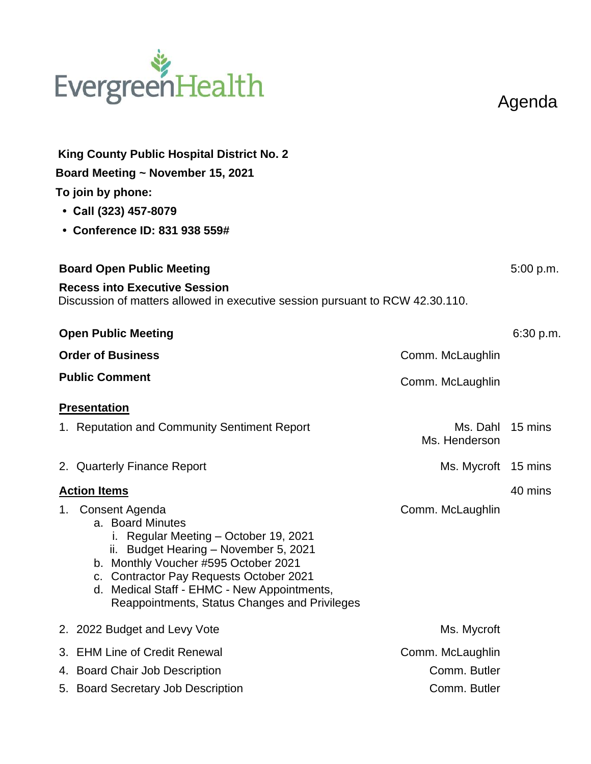EvergreenHealth

# Agenda

**King County Public Hospital District No. 2**

**Board Meeting ~ November 15, 2021**

**To join by phone:**

- **Call (323) 457-8079**
- **Conference ID: 831 938 559#**

**Board Open Public Meeting** — 5:00 p.m.

**Recess into Executive Session**
Discussion of matters allowed in executive session pursuant to RCW 42.30.110.

**Open Public Meeting** — 6:30 p.m.

**Order of Business** — Comm. McLaughlin

**Public Comment** — Comm. McLaughlin

**Presentation**

1. Reputation and Community Sentiment Report — Ms. Dahl, Ms. Henderson — 15 mins
2. Quarterly Finance Report — Ms. Mycroft — 15 mins

**Action Items** — 40 mins

1. Consent Agenda — Comm. McLaughlin
   a. Board Minutes
      i. Regular Meeting – October 19, 2021
      ii. Budget Hearing – November 5, 2021
   b. Monthly Voucher #595 October 2021
   c. Contractor Pay Requests October 2021
   d. Medical Staff - EHMC - New Appointments, Reappointments, Status Changes and Privileges
2. 2022 Budget and Levy Vote — Ms. Mycroft
3. EHM Line of Credit Renewal — Comm. McLaughlin
4. Board Chair Job Description — Comm. Butler
5. Board Secretary Job Description — Comm. Butler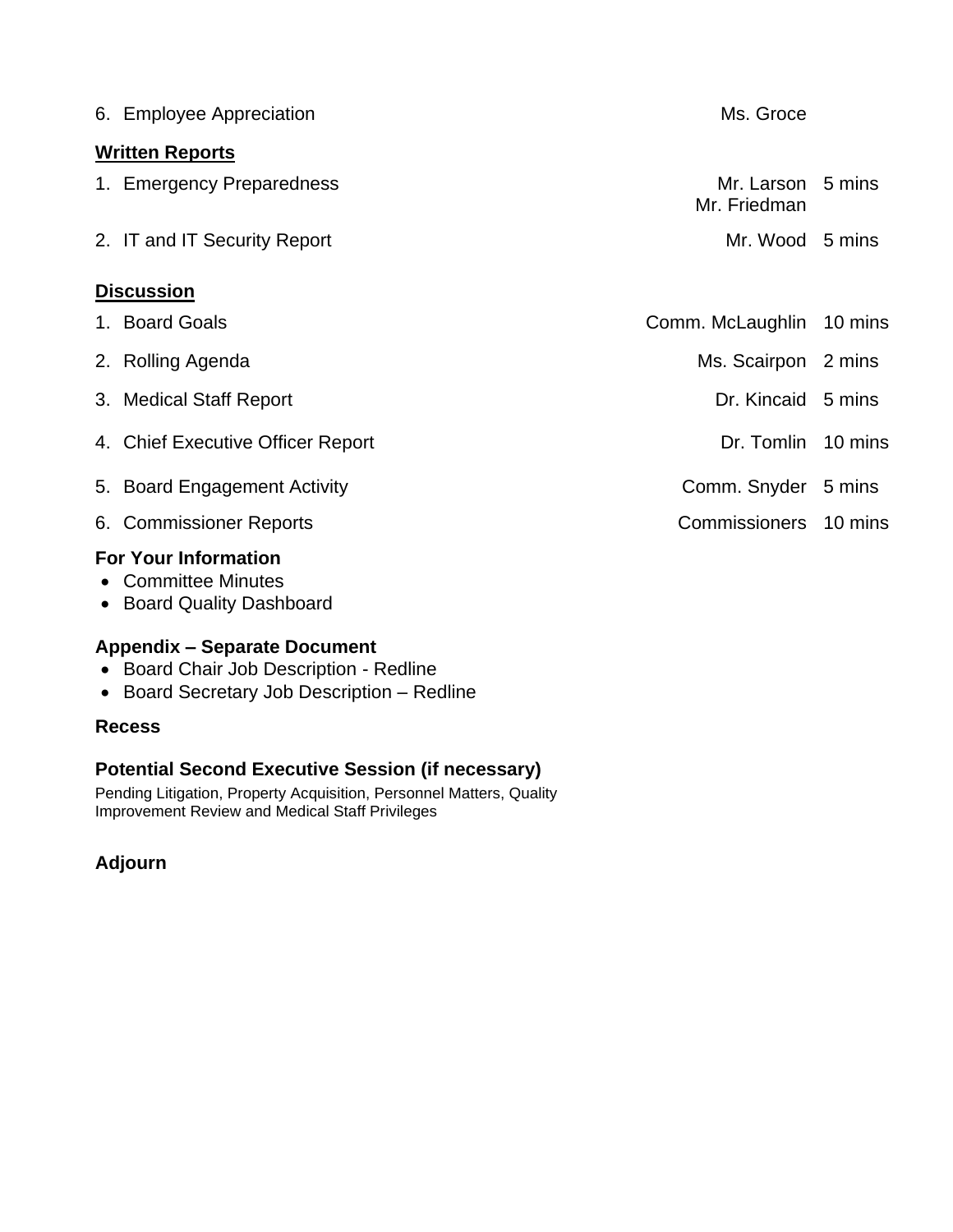| | | |
|---|---|---|
| 6. Employee Appreciation | Ms. Groce | |
| **Written Reports** | | |
| 1. Emergency Preparedness | Mr. Larson<br>Mr. Friedman | 5 mins |
| 2. IT and IT Security Report | Mr. Wood | 5 mins |
| **Discussion** | | |
| 1. Board Goals | Comm. McLaughlin | 10 mins |
| 2. Rolling Agenda | Ms. Scairpon | 2 mins |
| 3. Medical Staff Report | Dr. Kincaid | 5 mins |
| 4. Chief Executive Officer Report | Dr. Tomlin | 10 mins |
| 5. Board Engagement Activity | Comm. Snyder | 5 mins |
| 6. Commissioner Reports | Commissioners | 10 mins |

**For Your Information**

- Committee Minutes
- Board Quality Dashboard

**Appendix – Separate Document**

- Board Chair Job Description - Redline
- Board Secretary Job Description – Redline

**Recess**

**Potential Second Executive Session (if necessary)**

Pending Litigation, Property Acquisition, Personnel Matters, Quality Improvement Review and Medical Staff Privileges

**Adjourn**